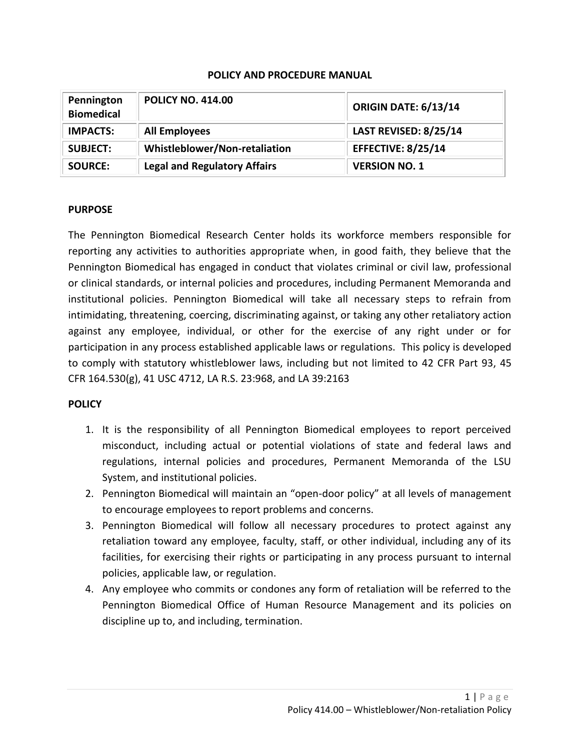# POLICY AND PROCEDURE MANUAL

| **Pennington Biomedical** | **POLICY NO. 414.00** | **ORIGIN DATE: 6/13/14** |
|---|---|---|
| **IMPACTS:** | **All Employees** | **LAST REVISED: 8/25/14** |
| **SUBJECT:** | **Whistleblower/Non-retaliation** | **EFFECTIVE: 8/25/14** |
| **SOURCE:** | **Legal and Regulatory Affairs** | **VERSION NO. 1** |

## PURPOSE

The Pennington Biomedical Research Center holds its workforce members responsible for reporting any activities to authorities appropriate when, in good faith, they believe that the Pennington Biomedical has engaged in conduct that violates criminal or civil law, professional or clinical standards, or internal policies and procedures, including Permanent Memoranda and institutional policies. Pennington Biomedical will take all necessary steps to refrain from intimidating, threatening, coercing, discriminating against, or taking any other retaliatory action against any employee, individual, or other for the exercise of any right under or for participation in any process established applicable laws or regulations. This policy is developed to comply with statutory whistleblower laws, including but not limited to 42 CFR Part 93, 45 CFR 164.530(g), 41 USC 4712, LA R.S. 23:968, and LA 39:2163

## POLICY

1. It is the responsibility of all Pennington Biomedical employees to report perceived misconduct, including actual or potential violations of state and federal laws and regulations, internal policies and procedures, Permanent Memoranda of the LSU System, and institutional policies.
2. Pennington Biomedical will maintain an "open-door policy" at all levels of management to encourage employees to report problems and concerns.
3. Pennington Biomedical will follow all necessary procedures to protect against any retaliation toward any employee, faculty, staff, or other individual, including any of its facilities, for exercising their rights or participating in any process pursuant to internal policies, applicable law, or regulation.
4. Any employee who commits or condones any form of retaliation will be referred to the Pennington Biomedical Office of Human Resource Management and its policies on discipline up to, and including, termination.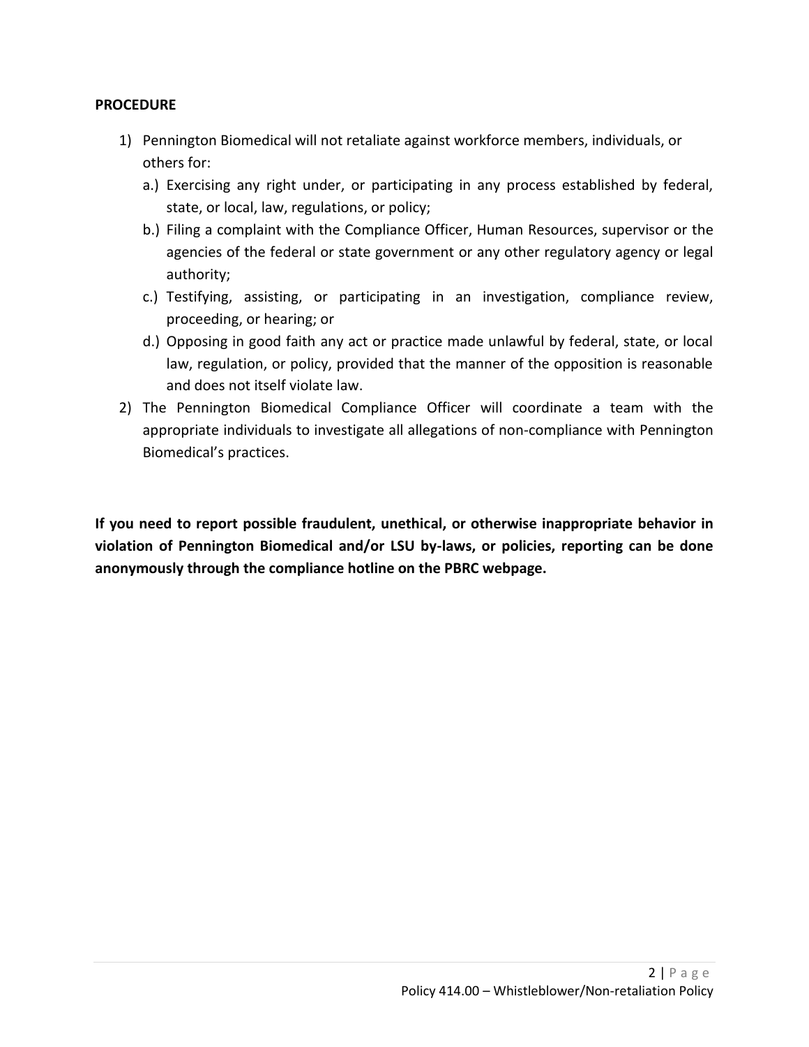**PROCEDURE**

1) Pennington Biomedical will not retaliate against workforce members, individuals, or others for:
   a.) Exercising any right under, or participating in any process established by federal, state, or local, law, regulations, or policy;
   b.) Filing a complaint with the Compliance Officer, Human Resources, supervisor or the agencies of the federal or state government or any other regulatory agency or legal authority;
   c.) Testifying, assisting, or participating in an investigation, compliance review, proceeding, or hearing; or
   d.) Opposing in good faith any act or practice made unlawful by federal, state, or local law, regulation, or policy, provided that the manner of the opposition is reasonable and does not itself violate law.
2) The Pennington Biomedical Compliance Officer will coordinate a team with the appropriate individuals to investigate all allegations of non-compliance with Pennington Biomedical's practices.

**If you need to report possible fraudulent, unethical, or otherwise inappropriate behavior in violation of Pennington Biomedical and/or LSU by-laws, or policies, reporting can be done anonymously through the compliance hotline on the PBRC webpage.**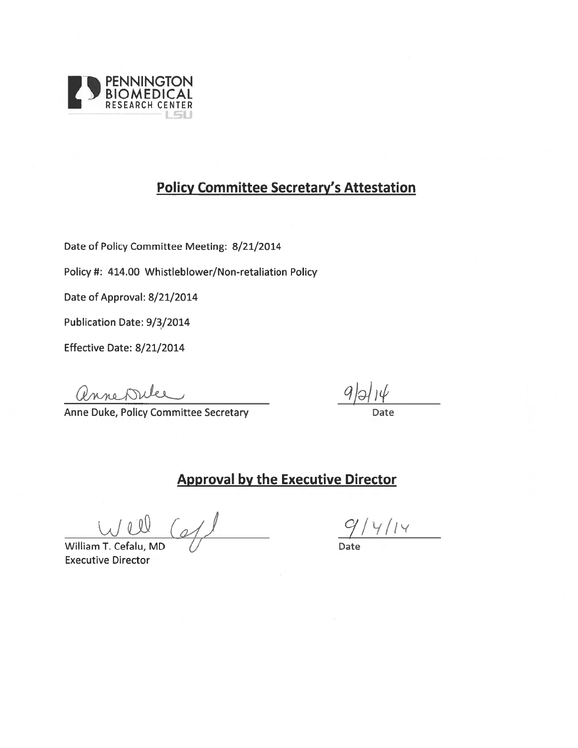PENNINGTON BIOMEDICAL RESEARCH CENTER LSU

## Policy Committee Secretary's Attestation

Date of Policy Committee Meeting: 8/21/2014

Policy #: 414.00 Whistleblower/Non-retaliation Policy

Date of Approval: 8/21/2014

Publication Date: 9/3/2014

Effective Date: 8/21/2014

Anne Duke

Anne Duke, Policy Committee Secretary

9/2/14

Date

## Approval by the Executive Director

Will Cefalu

William T. Cefalu, MD
Executive Director

9/4/14

Date